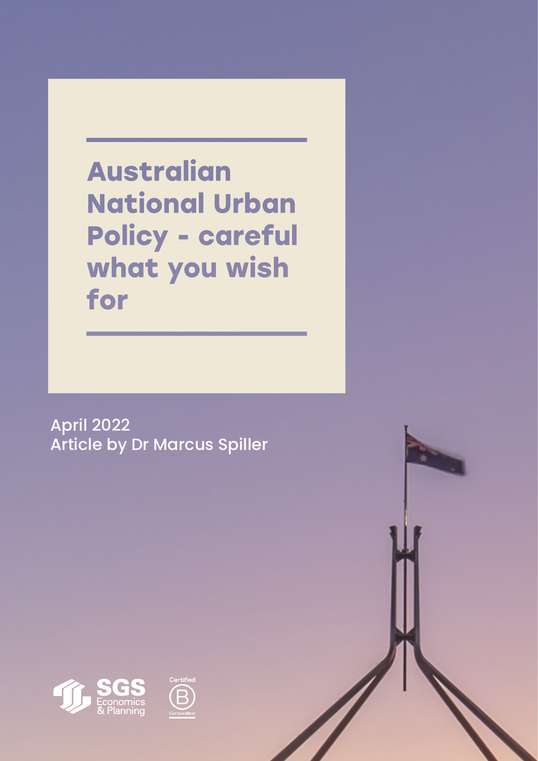# Australian National Urban Policy - careful what you wish for

April 2022
Article by Dr Marcus Spiller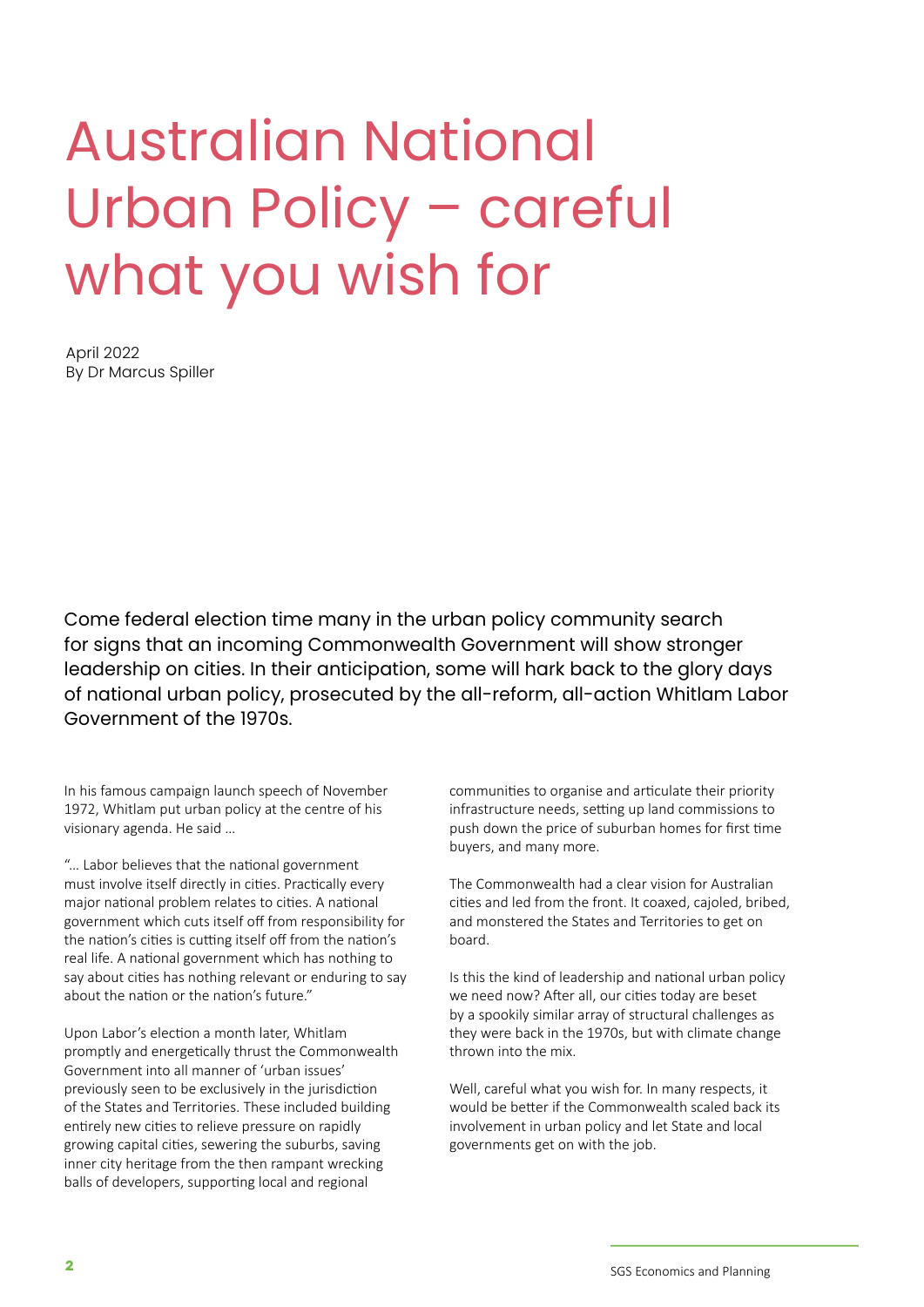# Australian National Urban Policy – careful what you wish for

April 2022
By Dr Marcus Spiller

Come federal election time many in the urban policy community search for signs that an incoming Commonwealth Government will show stronger leadership on cities. In their anticipation, some will hark back to the glory days of national urban policy, prosecuted by the all-reform, all-action Whitlam Labor Government of the 1970s.

In his famous campaign launch speech of November 1972, Whitlam put urban policy at the centre of his visionary agenda. He said …

"… Labor believes that the national government must involve itself directly in cities. Practically every major national problem relates to cities. A national government which cuts itself off from responsibility for the nation's cities is cutting itself off from the nation's real life. A national government which has nothing to say about cities has nothing relevant or enduring to say about the nation or the nation's future."

Upon Labor's election a month later, Whitlam promptly and energetically thrust the Commonwealth Government into all manner of 'urban issues' previously seen to be exclusively in the jurisdiction of the States and Territories. These included building entirely new cities to relieve pressure on rapidly growing capital cities, sewering the suburbs, saving inner city heritage from the then rampant wrecking balls of developers, supporting local and regional communities to organise and articulate their priority infrastructure needs, setting up land commissions to push down the price of suburban homes for first time buyers, and many more.

The Commonwealth had a clear vision for Australian cities and led from the front. It coaxed, cajoled, bribed, and monstered the States and Territories to get on board.

Is this the kind of leadership and national urban policy we need now? After all, our cities today are beset by a spookily similar array of structural challenges as they were back in the 1970s, but with climate change thrown into the mix.

Well, careful what you wish for. In many respects, it would be better if the Commonwealth scaled back its involvement in urban policy and let State and local governments get on with the job.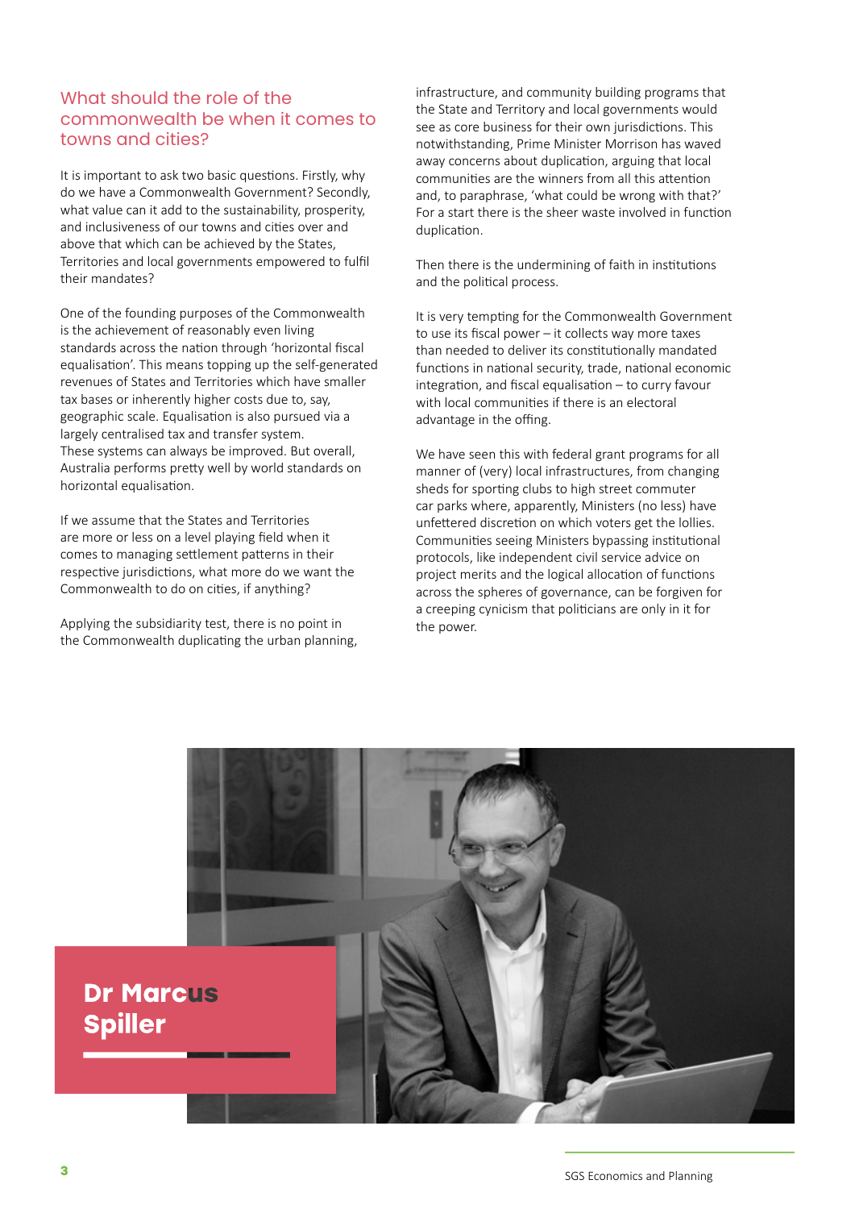## What should the role of the commonwealth be when it comes to towns and cities?

It is important to ask two basic questions. Firstly, why do we have a Commonwealth Government? Secondly, what value can it add to the sustainability, prosperity, and inclusiveness of our towns and cities over and above that which can be achieved by the States, Territories and local governments empowered to fulfil their mandates?

One of the founding purposes of the Commonwealth is the achievement of reasonably even living standards across the nation through 'horizontal fiscal equalisation'. This means topping up the self-generated revenues of States and Territories which have smaller tax bases or inherently higher costs due to, say, geographic scale. Equalisation is also pursued via a largely centralised tax and transfer system. These systems can always be improved. But overall, Australia performs pretty well by world standards on horizontal equalisation.

If we assume that the States and Territories are more or less on a level playing field when it comes to managing settlement patterns in their respective jurisdictions, what more do we want the Commonwealth to do on cities, if anything?

Applying the subsidiarity test, there is no point in the Commonwealth duplicating the urban planning, infrastructure, and community building programs that the State and Territory and local governments would see as core business for their own jurisdictions. This notwithstanding, Prime Minister Morrison has waved away concerns about duplication, arguing that local communities are the winners from all this attention and, to paraphrase, 'what could be wrong with that?' For a start there is the sheer waste involved in function duplication.

Then there is the undermining of faith in institutions and the political process.

It is very tempting for the Commonwealth Government to use its fiscal power – it collects way more taxes than needed to deliver its constitutionally mandated functions in national security, trade, national economic integration, and fiscal equalisation – to curry favour with local communities if there is an electoral advantage in the offing.

We have seen this with federal grant programs for all manner of (very) local infrastructures, from changing sheds for sporting clubs to high street commuter car parks where, apparently, Ministers (no less) have unfettered discretion on which voters get the lollies. Communities seeing Ministers bypassing institutional protocols, like independent civil service advice on project merits and the logical allocation of functions across the spheres of governance, can be forgiven for a creeping cynicism that politicians are only in it for the power.

**Dr Marcus Spiller**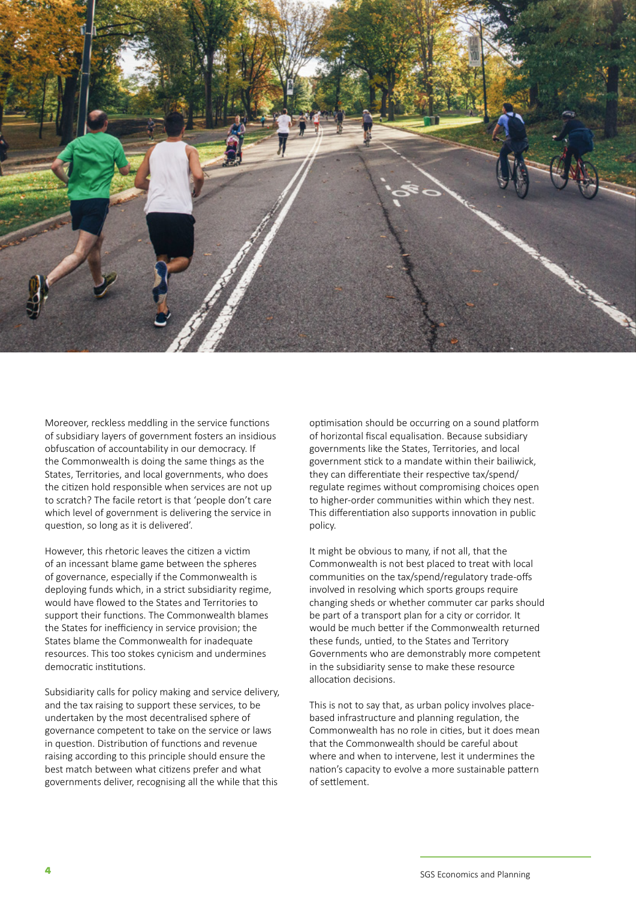Moreover, reckless meddling in the service functions of subsidiary layers of government fosters an insidious obfuscation of accountability in our democracy. If the Commonwealth is doing the same things as the States, Territories, and local governments, who does the citizen hold responsible when services are not up to scratch? The facile retort is that 'people don't care which level of government is delivering the service in question, so long as it is delivered'.

However, this rhetoric leaves the citizen a victim of an incessant blame game between the spheres of governance, especially if the Commonwealth is deploying funds which, in a strict subsidiarity regime, would have flowed to the States and Territories to support their functions. The Commonwealth blames the States for inefficiency in service provision; the States blame the Commonwealth for inadequate resources. This too stokes cynicism and undermines democratic institutions.

Subsidiarity calls for policy making and service delivery, and the tax raising to support these services, to be undertaken by the most decentralised sphere of governance competent to take on the service or laws in question. Distribution of functions and revenue raising according to this principle should ensure the best match between what citizens prefer and what governments deliver, recognising all the while that this optimisation should be occurring on a sound platform of horizontal fiscal equalisation. Because subsidiary governments like the States, Territories, and local government stick to a mandate within their bailiwick, they can differentiate their respective tax/spend/regulate regimes without compromising choices open to higher-order communities within which they nest. This differentiation also supports innovation in public policy.

It might be obvious to many, if not all, that the Commonwealth is not best placed to treat with local communities on the tax/spend/regulatory trade-offs involved in resolving which sports groups require changing sheds or whether commuter car parks should be part of a transport plan for a city or corridor. It would be much better if the Commonwealth returned these funds, untied, to the States and Territory Governments who are demonstrably more competent in the subsidiarity sense to make these resource allocation decisions.

This is not to say that, as urban policy involves place-based infrastructure and planning regulation, the Commonwealth has no role in cities, but it does mean that the Commonwealth should be careful about where and when to intervene, lest it undermines the nation's capacity to evolve a more sustainable pattern of settlement.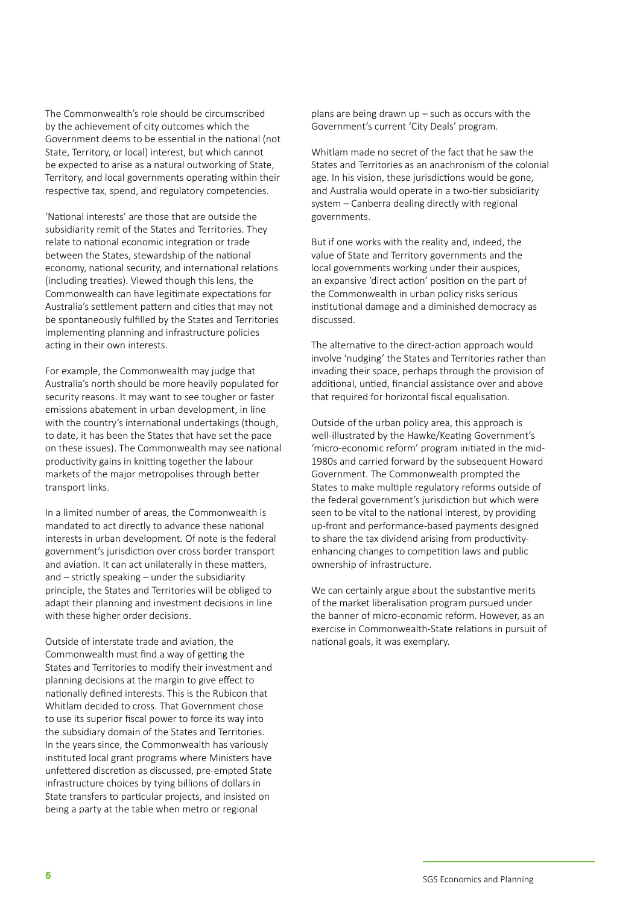The Commonwealth's role should be circumscribed by the achievement of city outcomes which the Government deems to be essential in the national (not State, Territory, or local) interest, but which cannot be expected to arise as a natural outworking of State, Territory, and local governments operating within their respective tax, spend, and regulatory competencies.

'National interests' are those that are outside the subsidiarity remit of the States and Territories. They relate to national economic integration or trade between the States, stewardship of the national economy, national security, and international relations (including treaties). Viewed though this lens, the Commonwealth can have legitimate expectations for Australia's settlement pattern and cities that may not be spontaneously fulfilled by the States and Territories implementing planning and infrastructure policies acting in their own interests.

For example, the Commonwealth may judge that Australia's north should be more heavily populated for security reasons. It may want to see tougher or faster emissions abatement in urban development, in line with the country's international undertakings (though, to date, it has been the States that have set the pace on these issues). The Commonwealth may see national productivity gains in knitting together the labour markets of the major metropolises through better transport links.

In a limited number of areas, the Commonwealth is mandated to act directly to advance these national interests in urban development. Of note is the federal government's jurisdiction over cross border transport and aviation. It can act unilaterally in these matters, and – strictly speaking – under the subsidiarity principle, the States and Territories will be obliged to adapt their planning and investment decisions in line with these higher order decisions.

Outside of interstate trade and aviation, the Commonwealth must find a way of getting the States and Territories to modify their investment and planning decisions at the margin to give effect to nationally defined interests. This is the Rubicon that Whitlam decided to cross. That Government chose to use its superior fiscal power to force its way into the subsidiary domain of the States and Territories. In the years since, the Commonwealth has variously instituted local grant programs where Ministers have unfettered discretion as discussed, pre-empted State infrastructure choices by tying billions of dollars in State transfers to particular projects, and insisted on being a party at the table when metro or regional plans are being drawn up – such as occurs with the Government's current 'City Deals' program.

Whitlam made no secret of the fact that he saw the States and Territories as an anachronism of the colonial age. In his vision, these jurisdictions would be gone, and Australia would operate in a two-tier subsidiarity system – Canberra dealing directly with regional governments.

But if one works with the reality and, indeed, the value of State and Territory governments and the local governments working under their auspices, an expansive 'direct action' position on the part of the Commonwealth in urban policy risks serious institutional damage and a diminished democracy as discussed.

The alternative to the direct-action approach would involve 'nudging' the States and Territories rather than invading their space, perhaps through the provision of additional, untied, financial assistance over and above that required for horizontal fiscal equalisation.

Outside of the urban policy area, this approach is well-illustrated by the Hawke/Keating Government's 'micro-economic reform' program initiated in the mid-1980s and carried forward by the subsequent Howard Government. The Commonwealth prompted the States to make multiple regulatory reforms outside of the federal government's jurisdiction but which were seen to be vital to the national interest, by providing up-front and performance-based payments designed to share the tax dividend arising from productivity-enhancing changes to competition laws and public ownership of infrastructure.

We can certainly argue about the substantive merits of the market liberalisation program pursued under the banner of micro-economic reform. However, as an exercise in Commonwealth-State relations in pursuit of national goals, it was exemplary.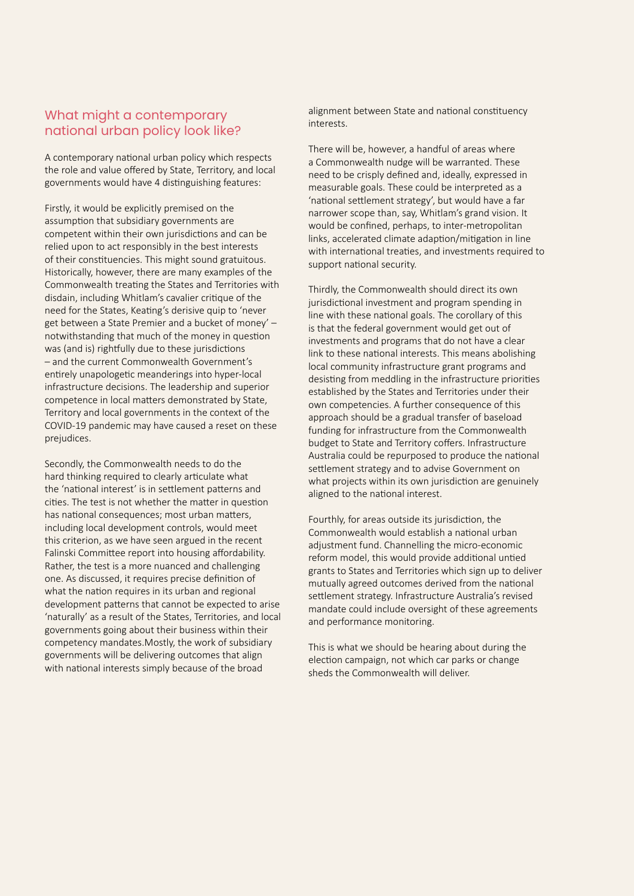## What might a contemporary national urban policy look like?

A contemporary national urban policy which respects the role and value offered by State, Territory, and local governments would have 4 distinguishing features:

Firstly, it would be explicitly premised on the assumption that subsidiary governments are competent within their own jurisdictions and can be relied upon to act responsibly in the best interests of their constituencies. This might sound gratuitous. Historically, however, there are many examples of the Commonwealth treating the States and Territories with disdain, including Whitlam's cavalier critique of the need for the States, Keating's derisive quip to 'never get between a State Premier and a bucket of money' – notwithstanding that much of the money in question was (and is) rightfully due to these jurisdictions – and the current Commonwealth Government's entirely unapologetic meanderings into hyper-local infrastructure decisions. The leadership and superior competence in local matters demonstrated by State, Territory and local governments in the context of the COVID-19 pandemic may have caused a reset on these prejudices.

Secondly, the Commonwealth needs to do the hard thinking required to clearly articulate what the 'national interest' is in settlement patterns and cities. The test is not whether the matter in question has national consequences; most urban matters, including local development controls, would meet this criterion, as we have seen argued in the recent Falinski Committee report into housing affordability. Rather, the test is a more nuanced and challenging one. As discussed, it requires precise definition of what the nation requires in its urban and regional development patterns that cannot be expected to arise 'naturally' as a result of the States, Territories, and local governments going about their business within their competency mandates.Mostly, the work of subsidiary governments will be delivering outcomes that align with national interests simply because of the broad alignment between State and national constituency interests.

There will be, however, a handful of areas where a Commonwealth nudge will be warranted. These need to be crisply defined and, ideally, expressed in measurable goals. These could be interpreted as a 'national settlement strategy', but would have a far narrower scope than, say, Whitlam's grand vision. It would be confined, perhaps, to inter-metropolitan links, accelerated climate adaption/mitigation in line with international treaties, and investments required to support national security.

Thirdly, the Commonwealth should direct its own jurisdictional investment and program spending in line with these national goals. The corollary of this is that the federal government would get out of investments and programs that do not have a clear link to these national interests. This means abolishing local community infrastructure grant programs and desisting from meddling in the infrastructure priorities established by the States and Territories under their own competencies. A further consequence of this approach should be a gradual transfer of baseload funding for infrastructure from the Commonwealth budget to State and Territory coffers. Infrastructure Australia could be repurposed to produce the national settlement strategy and to advise Government on what projects within its own jurisdiction are genuinely aligned to the national interest.

Fourthly, for areas outside its jurisdiction, the Commonwealth would establish a national urban adjustment fund. Channelling the micro-economic reform model, this would provide additional untied grants to States and Territories which sign up to deliver mutually agreed outcomes derived from the national settlement strategy. Infrastructure Australia's revised mandate could include oversight of these agreements and performance monitoring.

This is what we should be hearing about during the election campaign, not which car parks or change sheds the Commonwealth will deliver.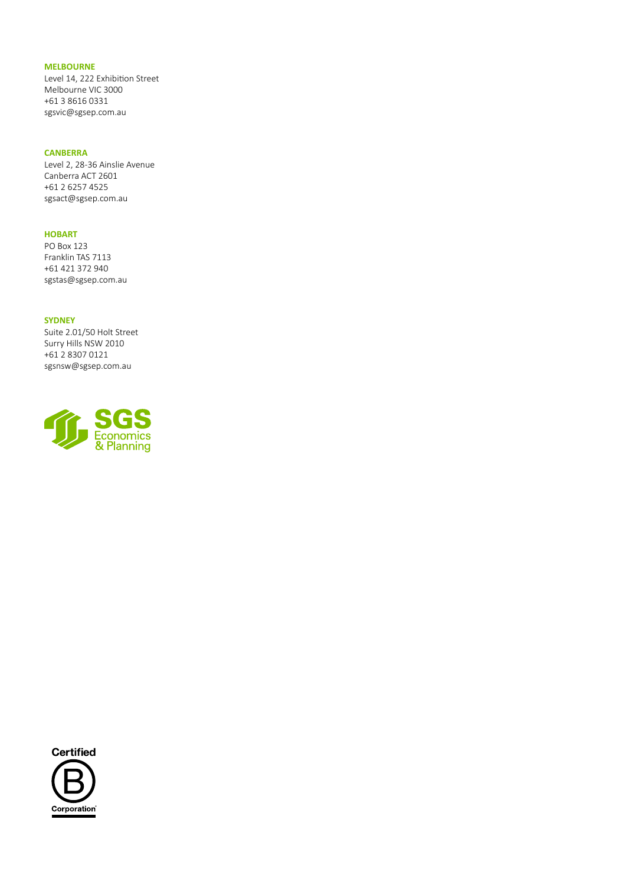**MELBOURNE**
Level 14, 222 Exhibition Street
Melbourne VIC 3000
+61 3 8616 0331
sgsvic@sgsep.com.au

**CANBERRA**
Level 2, 28-36 Ainslie Avenue
Canberra ACT 2601
+61 2 6257 4525
sgsact@sgsep.com.au

**HOBART**
PO Box 123
Franklin TAS 7113
+61 421 372 940
sgstas@sgsep.com.au

**SYDNEY**
Suite 2.01/50 Holt Street
Surry Hills NSW 2010
+61 2 8307 0121
sgsnsw@sgsep.com.au

SGS Economics & Planning

Certified B Corporation